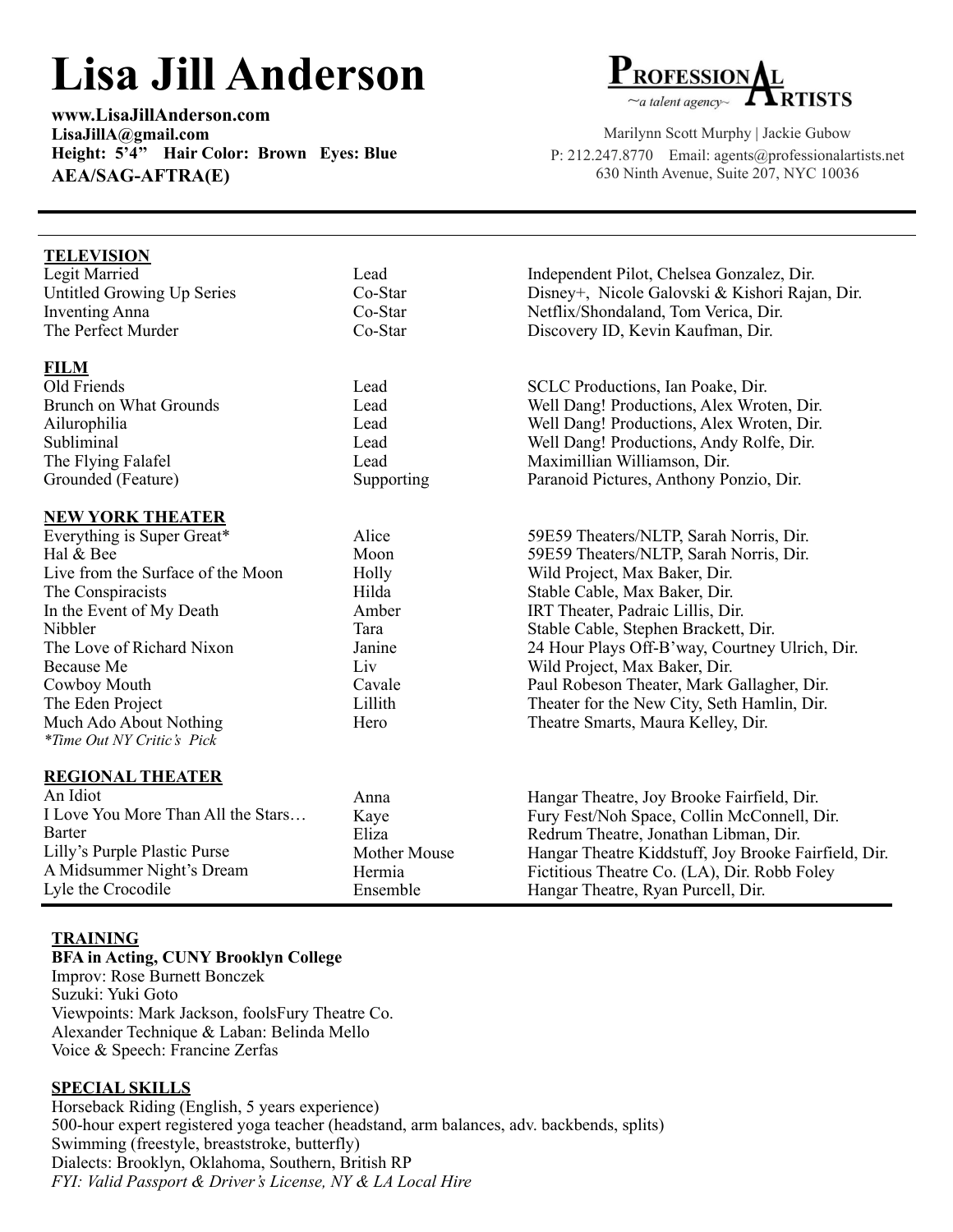# Lisa Jill Anderson

**www.LisaJillAnderson.com**
**LisaJillA@gmail.com**
**Height: 5'4" Hair Color: Brown Eyes: Blue**
**AEA/SAG-AFTRA(E)**

**PROFESSIONAL ARTISTS**
~a talent agency~

Marilynn Scott Murphy | Jackie Gubow
P: 212.247.8770 Email: agents@professionalartists.net
630 Ninth Avenue, Suite 207, NYC 10036

---

## TELEVISION

| | | |
|---|---|---|
| Legit Married | Lead | Independent Pilot, Chelsea Gonzalez, Dir. |
| Untitled Growing Up Series | Co-Star | Disney+, Nicole Galovski & Kishori Rajan, Dir. |
| Inventing Anna | Co-Star | Netflix/Shondaland, Tom Verica, Dir. |
| The Perfect Murder | Co-Star | Discovery ID, Kevin Kaufman, Dir. |

## FILM

| | | |
|---|---|---|
| Old Friends | Lead | SCLC Productions, Ian Poake, Dir. |
| Brunch on What Grounds | Lead | Well Dang! Productions, Alex Wroten, Dir. |
| Ailurophilia | Lead | Well Dang! Productions, Alex Wroten, Dir. |
| Subliminal | Lead | Well Dang! Productions, Andy Rolfe, Dir. |
| The Flying Falafel | Lead | Maximillian Williamson, Dir. |
| Grounded (Feature) | Supporting | Paranoid Pictures, Anthony Ponzio, Dir. |

## NEW YORK THEATER

| | | |
|---|---|---|
| Everything is Super Great* | Alice | 59E59 Theaters/NLTP, Sarah Norris, Dir. |
| Hal & Bee | Moon | 59E59 Theaters/NLTP, Sarah Norris, Dir. |
| Live from the Surface of the Moon | Holly | Wild Project, Max Baker, Dir. |
| The Conspiracists | Hilda | Stable Cable, Max Baker, Dir. |
| In the Event of My Death | Amber | IRT Theater, Padraic Lillis, Dir. |
| Nibbler | Tara | Stable Cable, Stephen Brackett, Dir. |
| The Love of Richard Nixon | Janine | 24 Hour Plays Off-B'way, Courtney Ulrich, Dir. |
| Because Me | Liv | Wild Project, Max Baker, Dir. |
| Cowboy Mouth | Cavale | Paul Robeson Theater, Mark Gallagher, Dir. |
| The Eden Project | Lillith | Theater for the New City, Seth Hamlin, Dir. |
| Much Ado About Nothing | Hero | Theatre Smarts, Maura Kelley, Dir. |

*\*Time Out NY Critic's Pick*

## REGIONAL THEATER

| | | |
|---|---|---|
| An Idiot | Anna | Hangar Theatre, Joy Brooke Fairfield, Dir. |
| I Love You More Than All the Stars… | Kaye | Fury Fest/Noh Space, Collin McConnell, Dir. |
| Barter | Eliza | Redrum Theatre, Jonathan Libman, Dir. |
| Lilly's Purple Plastic Purse | Mother Mouse | Hangar Theatre Kiddstuff, Joy Brooke Fairfield, Dir. |
| A Midsummer Night's Dream | Hermia | Fictitious Theatre Co. (LA), Dir. Robb Foley |
| Lyle the Crocodile | Ensemble | Hangar Theatre, Ryan Purcell, Dir. |

## TRAINING

**BFA in Acting, CUNY Brooklyn College**
Improv: Rose Burnett Bonczek
Suzuki: Yuki Goto
Viewpoints: Mark Jackson, foolsFury Theatre Co.
Alexander Technique & Laban: Belinda Mello
Voice & Speech: Francine Zerfas

## SPECIAL SKILLS

Horseback Riding (English, 5 years experience)
500-hour expert registered yoga teacher (headstand, arm balances, adv. backbends, splits)
Swimming (freestyle, breaststroke, butterfly)
Dialects: Brooklyn, Oklahoma, Southern, British RP
*FYI: Valid Passport & Driver's License, NY & LA Local Hire*